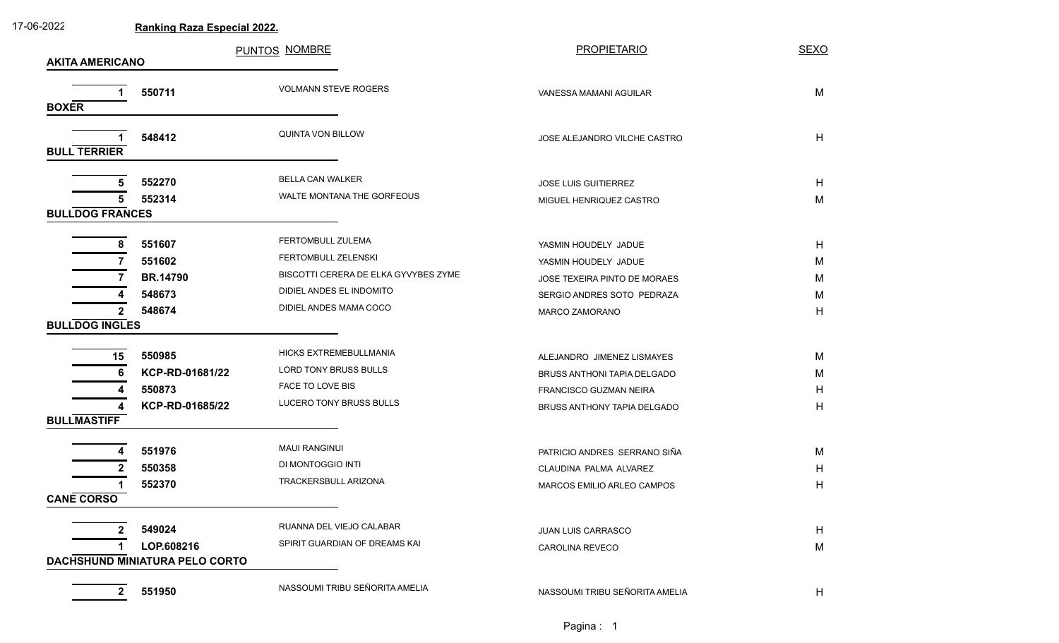17-06-2022

**Ranking Raza Especial 2022.**

| PUNTOS | | NOMBRE | PROPIETARIO | SEXO |
|---|---|---|---|---|
| **AKITA AMERICANO** | | | | |
| 1 | 550711 | VOLMANN STEVE ROGERS | VANESSA MAMANI AGUILAR | M |
| **BOXER** | | | | |
| 1 | 548412 | QUINTA VON BILLOW | JOSE ALEJANDRO VILCHE CASTRO | H |
| **BULL TERRIER** | | | | |
| 5 | 552270 | BELLA CAN WALKER | JOSE LUIS GUITIERREZ | H |
| 5 | 552314 | WALTE MONTANA THE GORFEOUS | MIGUEL HENRIQUEZ CASTRO | M |
| **BULLDOG FRANCES** | | | | |
| 8 | 551607 | FERTOMBULL ZULEMA | YASMIN HOUDELY JADUE | H |
| 7 | 551602 | FERTOMBULL ZELENSKI | YASMIN HOUDELY JADUE | M |
| 7 | BR.14790 | BISCOTTI CERERA DE ELKA GYVYBES ZYME | JOSE TEXEIRA PINTO DE MORAES | M |
| 4 | 548673 | DIDIEL ANDES EL INDOMITO | SERGIO ANDRES SOTO PEDRAZA | M |
| 2 | 548674 | DIDIEL ANDES MAMA COCO | MARCO ZAMORANO | H |
| **BULLDOG INGLES** | | | | |
| 15 | 550985 | HICKS EXTREMEBULLMANIA | ALEJANDRO JIMENEZ LISMAYES | M |
| 6 | KCP-RD-01681/22 | LORD TONY BRUSS BULLS | BRUSS ANTHONI TAPIA DELGADO | M |
| 4 | 550873 | FACE TO LOVE BIS | FRANCISCO GUZMAN NEIRA | H |
| 4 | KCP-RD-01685/22 | LUCERO TONY BRUSS BULLS | BRUSS ANTHONY TAPIA DELGADO | H |
| **BULLMASTIFF** | | | | |
| 4 | 551976 | MAUI RANGINUI | PATRICIO ANDRES SERRANO SIÑA | M |
| 2 | 550358 | DI MONTOGGIO INTI | CLAUDINA PALMA ALVAREZ | H |
| 1 | 552370 | TRACKERSBULL ARIZONA | MARCOS EMILIO ARLEO CAMPOS | H |
| **CANE CORSO** | | | | |
| 2 | 549024 | RUANNA DEL VIEJO CALABAR | JUAN LUIS CARRASCO | H |
| 1 | LOP.608216 | SPIRIT GUARDIAN OF DREAMS KAI | CAROLINA REVECO | M |
| **DACHSHUND MINIATURA PELO CORTO** | | | | |
| 2 | 551950 | NASSOUMI TRIBU SEÑORITA AMELIA | NASSOUMI TRIBU SEÑORITA AMELIA | H |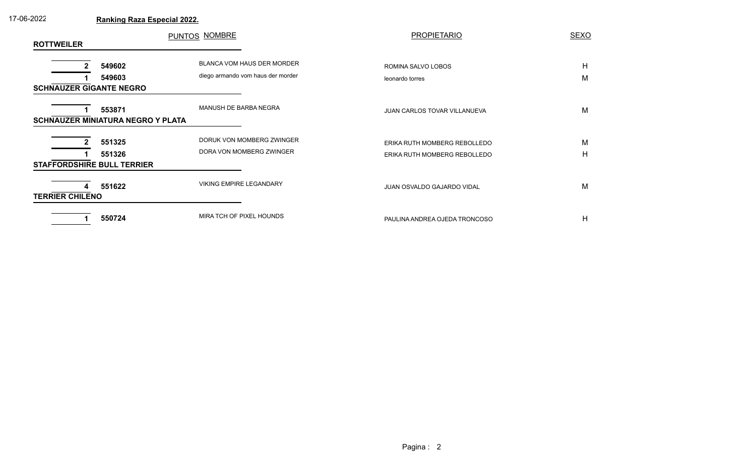17-06-2022 **Ranking Raza Especial 2022.**

| | PUNTOS | NOMBRE | PROPIETARIO | SEXO |
|---|---|---|---|---|
| **ROTTWEILER** | | | | |
| 2 | 549602 | BLANCA VOM HAUS DER MORDER | ROMINA SALVO LOBOS | H |
| 1 | 549603 | diego armando vom haus der morder | leonardo torres | M |
| **SCHNAUZER GIGANTE NEGRO** | | | | |
| 1 | 553871 | MANUSH DE BARBA NEGRA | JUAN CARLOS TOVAR VILLANUEVA | M |
| **SCHNAUZER MINIATURA NEGRO Y PLATA** | | | | |
| 2 | 551325 | DORUK VON MOMBERG ZWINGER | ERIKA RUTH MOMBERG REBOLLEDO | M |
| 1 | 551326 | DORA VON MOMBERG ZWINGER | ERIKA RUTH MOMBERG REBOLLEDO | H |
| **STAFFORDSHIRE BULL TERRIER** | | | | |
| 4 | 551622 | VIKING EMPIRE LEGANDARY | JUAN OSVALDO GAJARDO VIDAL | M |
| **TERRIER CHILENO** | | | | |
| 1 | 550724 | MIRA TCH OF PIXEL HOUNDS | PAULINA ANDREA OJEDA TRONCOSO | H |